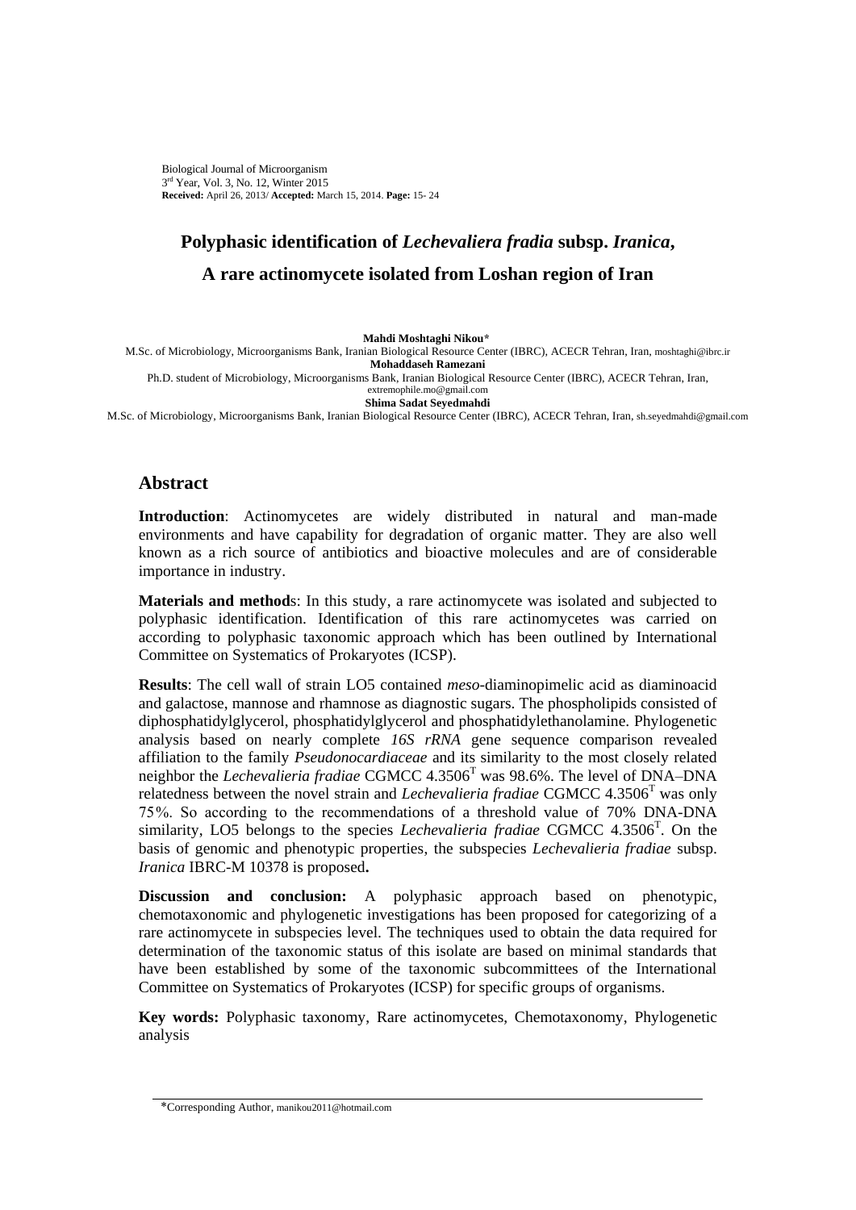Biological Journal of Microorganism
3rd Year, Vol. 3, No. 12, Winter 2015
**Received:** April 26, 2013/ **Accepted:** March 15, 2014. **Page:** 15- 24

# Polyphasic identification of *Lechevaliera fradia* subsp. *Iranica*, A rare actinomycete isolated from Loshan region of Iran

**Mahdi Moshtaghi Nikou***
M.Sc. of Microbiology, Microorganisms Bank, Iranian Biological Resource Center (IBRC), ACECR Tehran, Iran, moshtaghi@ibrc.ir
**Mohaddaseh Ramezani**
Ph.D. student of Microbiology, Microorganisms Bank, Iranian Biological Resource Center (IBRC), ACECR Tehran, Iran, extremophile.mo@gmail.com
**Shima Sadat Seyedmahdi**
M.Sc. of Microbiology, Microorganisms Bank, Iranian Biological Resource Center (IBRC), ACECR Tehran, Iran, sh.seyedmahdi@gmail.com

## Abstract

**Introduction**: Actinomycetes are widely distributed in natural and man-made environments and have capability for degradation of organic matter. They are also well known as a rich source of antibiotics and bioactive molecules and are of considerable importance in industry.

**Materials and methods**: In this study, a rare actinomycete was isolated and subjected to polyphasic identification. Identification of this rare actinomycetes was carried on according to polyphasic taxonomic approach which has been outlined by International Committee on Systematics of Prokaryotes (ICSP).

**Results**: The cell wall of strain LO5 contained *meso*-diaminopimelic acid as diaminoacid and galactose, mannose and rhamnose as diagnostic sugars. The phospholipids consisted of diphosphatidylglycerol, phosphatidylglycerol and phosphatidylethanolamine. Phylogenetic analysis based on nearly complete *16S rRNA* gene sequence comparison revealed affiliation to the family *Pseudonocardiaceae* and its similarity to the most closely related neighbor the *Lechevalieria fradiae* CGMCC 4.3506$^T$ was 98.6%. The level of DNA–DNA relatedness between the novel strain and *Lechevalieria fradiae* CGMCC 4.3506$^T$ was only 75%. So according to the recommendations of a threshold value of 70% DNA-DNA similarity, LO5 belongs to the species *Lechevalieria fradiae* CGMCC 4.3506$^T$. On the basis of genomic and phenotypic properties, the subspecies *Lechevalieria fradiae* subsp. *Iranica* IBRC-M 10378 is proposed**.**

**Discussion and conclusion:** A polyphasic approach based on phenotypic, chemotaxonomic and phylogenetic investigations has been proposed for categorizing of a rare actinomycete in subspecies level. The techniques used to obtain the data required for determination of the taxonomic status of this isolate are based on minimal standards that have been established by some of the taxonomic subcommittees of the International Committee on Systematics of Prokaryotes (ICSP) for specific groups of organisms.

**Key words:** Polyphasic taxonomy, Rare actinomycetes, Chemotaxonomy, Phylogenetic analysis

*Corresponding Author, manikou2011@hotmail.com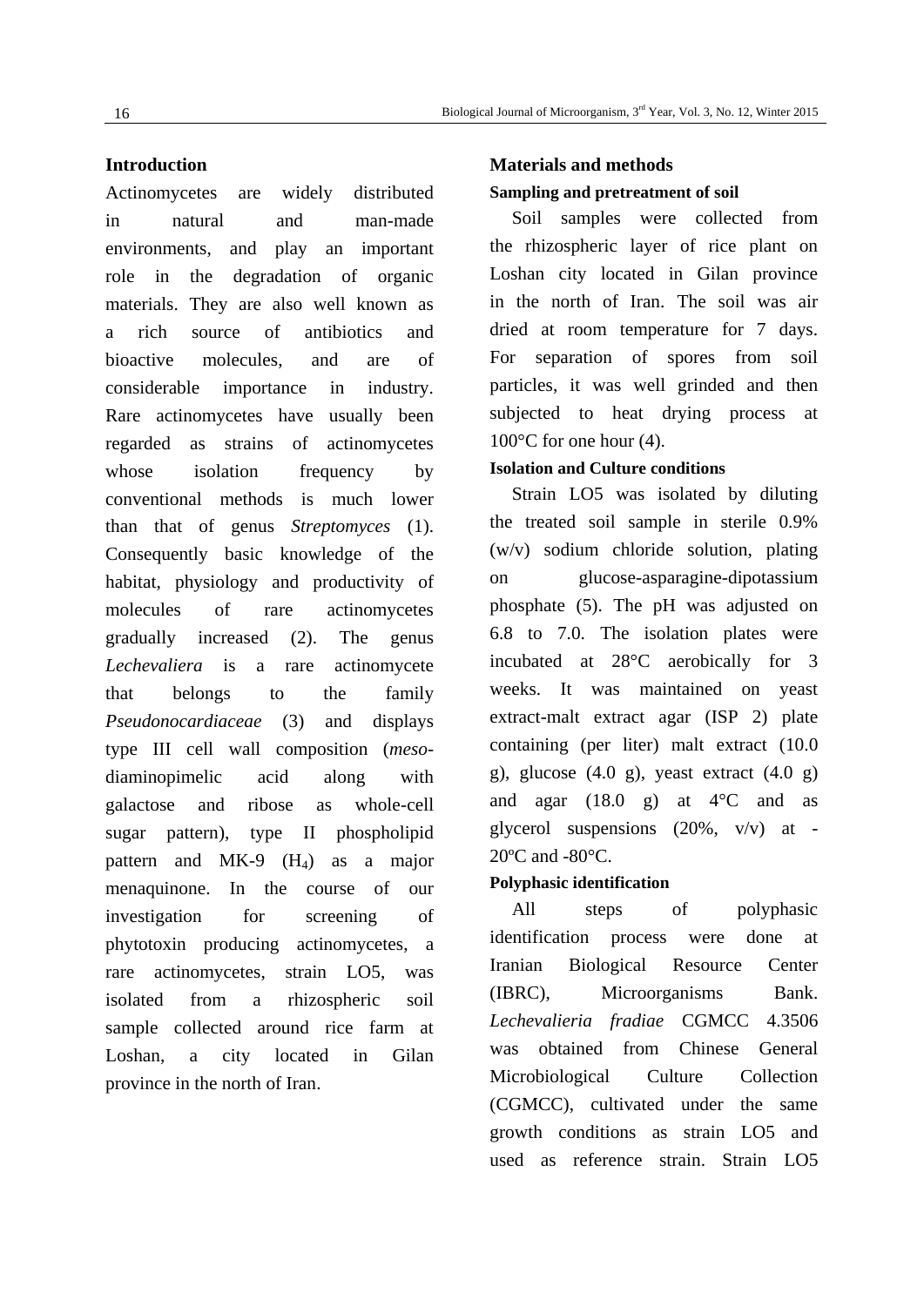## Introduction

Actinomycetes are widely distributed in natural and man-made environments, and play an important role in the degradation of organic materials. They are also well known as a rich source of antibiotics and bioactive molecules, and are of considerable importance in industry. Rare actinomycetes have usually been regarded as strains of actinomycetes whose isolation frequency by conventional methods is much lower than that of genus *Streptomyces* (1). Consequently basic knowledge of the habitat, physiology and productivity of molecules of rare actinomycetes gradually increased (2). The genus *Lechevaliera* is a rare actinomycete that belongs to the family *Pseudonocardiaceae* (3) and displays type III cell wall composition (*meso*-diaminopimelic acid along with galactose and ribose as whole-cell sugar pattern), type II phospholipid pattern and MK-9 ($H_4$) as a major menaquinone. In the course of our investigation for screening of phytotoxin producing actinomycetes, a rare actinomycetes, strain LO5, was isolated from a rhizospheric soil sample collected around rice farm at Loshan, a city located in Gilan province in the north of Iran.

## Materials and methods

### Sampling and pretreatment of soil

Soil samples were collected from the rhizospheric layer of rice plant on Loshan city located in Gilan province in the north of Iran. The soil was air dried at room temperature for 7 days. For separation of spores from soil particles, it was well grinded and then subjected to heat drying process at 100°C for one hour (4).

### Isolation and Culture conditions

Strain LO5 was isolated by diluting the treated soil sample in sterile 0.9% (w/v) sodium chloride solution, plating on glucose-asparagine-dipotassium phosphate (5). The pH was adjusted on 6.8 to 7.0. The isolation plates were incubated at 28°C aerobically for 3 weeks. It was maintained on yeast extract-malt extract agar (ISP 2) plate containing (per liter) malt extract (10.0 g), glucose (4.0 g), yeast extract (4.0 g) and agar (18.0 g) at 4°C and as glycerol suspensions (20%, v/v) at -20ºC and -80°C.

### Polyphasic identification

All steps of polyphasic identification process were done at Iranian Biological Resource Center (IBRC), Microorganisms Bank. *Lechevalieria fradiae* CGMCC 4.3506 was obtained from Chinese General Microbiological Culture Collection (CGMCC), cultivated under the same growth conditions as strain LO5 and used as reference strain. Strain LO5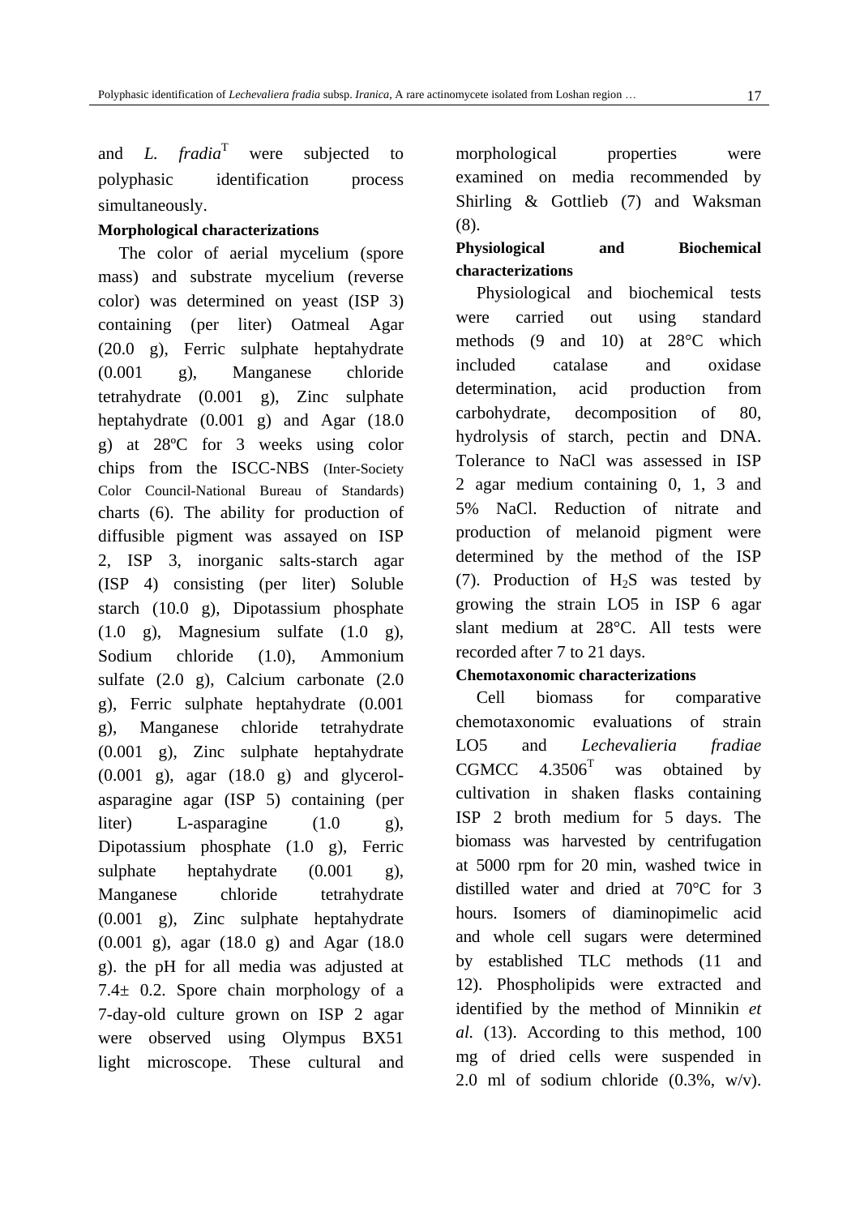and *L. fradia*[T] were subjected to polyphasic identification process simultaneously.

**Morphological characterizations**

The color of aerial mycelium (spore mass) and substrate mycelium (reverse color) was determined on yeast (ISP 3) containing (per liter) Oatmeal Agar (20.0 g), Ferric sulphate heptahydrate (0.001 g), Manganese chloride tetrahydrate (0.001 g), Zinc sulphate heptahydrate (0.001 g) and Agar (18.0 g) at 28ºC for 3 weeks using color chips from the ISCC-NBS (Inter-Society Color Council-National Bureau of Standards) charts (6). The ability for production of diffusible pigment was assayed on ISP 2, ISP 3, inorganic salts-starch agar (ISP 4) consisting (per liter) Soluble starch (10.0 g), Dipotassium phosphate (1.0 g), Magnesium sulfate (1.0 g), Sodium chloride (1.0), Ammonium sulfate (2.0 g), Calcium carbonate (2.0 g), Ferric sulphate heptahydrate (0.001 g), Manganese chloride tetrahydrate (0.001 g), Zinc sulphate heptahydrate (0.001 g), agar (18.0 g) and glycerol-asparagine agar (ISP 5) containing (per liter) L-asparagine (1.0 g), Dipotassium phosphate (1.0 g), Ferric sulphate heptahydrate (0.001 g), Manganese chloride tetrahydrate (0.001 g), Zinc sulphate heptahydrate (0.001 g), agar (18.0 g) and Agar (18.0 g). the pH for all media was adjusted at 7.4± 0.2. Spore chain morphology of a 7-day-old culture grown on ISP 2 agar were observed using Olympus BX51 light microscope. These cultural and morphological properties were examined on media recommended by Shirling & Gottlieb (7) and Waksman (8).

**Physiological and Biochemical characterizations**

Physiological and biochemical tests were carried out using standard methods (9 and 10) at 28°C which included catalase and oxidase determination, acid production from carbohydrate, decomposition of 80, hydrolysis of starch, pectin and DNA. Tolerance to NaCl was assessed in ISP 2 agar medium containing 0, 1, 3 and 5% NaCl. Reduction of nitrate and production of melanoid pigment were determined by the method of the ISP (7). Production of $H_2S$ was tested by growing the strain LO5 in ISP 6 agar slant medium at 28°C. All tests were recorded after 7 to 21 days.

**Chemotaxonomic characterizations**

Cell biomass for comparative chemotaxonomic evaluations of strain LO5 and *Lechevalieria fradiae* CGMCC 4.3506[T] was obtained by cultivation in shaken flasks containing ISP 2 broth medium for 5 days. The biomass was harvested by centrifugation at 5000 rpm for 20 min, washed twice in distilled water and dried at 70°C for 3 hours. Isomers of diaminopimelic acid and whole cell sugars were determined by established TLC methods (11 and 12). Phospholipids were extracted and identified by the method of Minnikin *et al.* (13). According to this method, 100 mg of dried cells were suspended in 2.0 ml of sodium chloride (0.3%, w/v).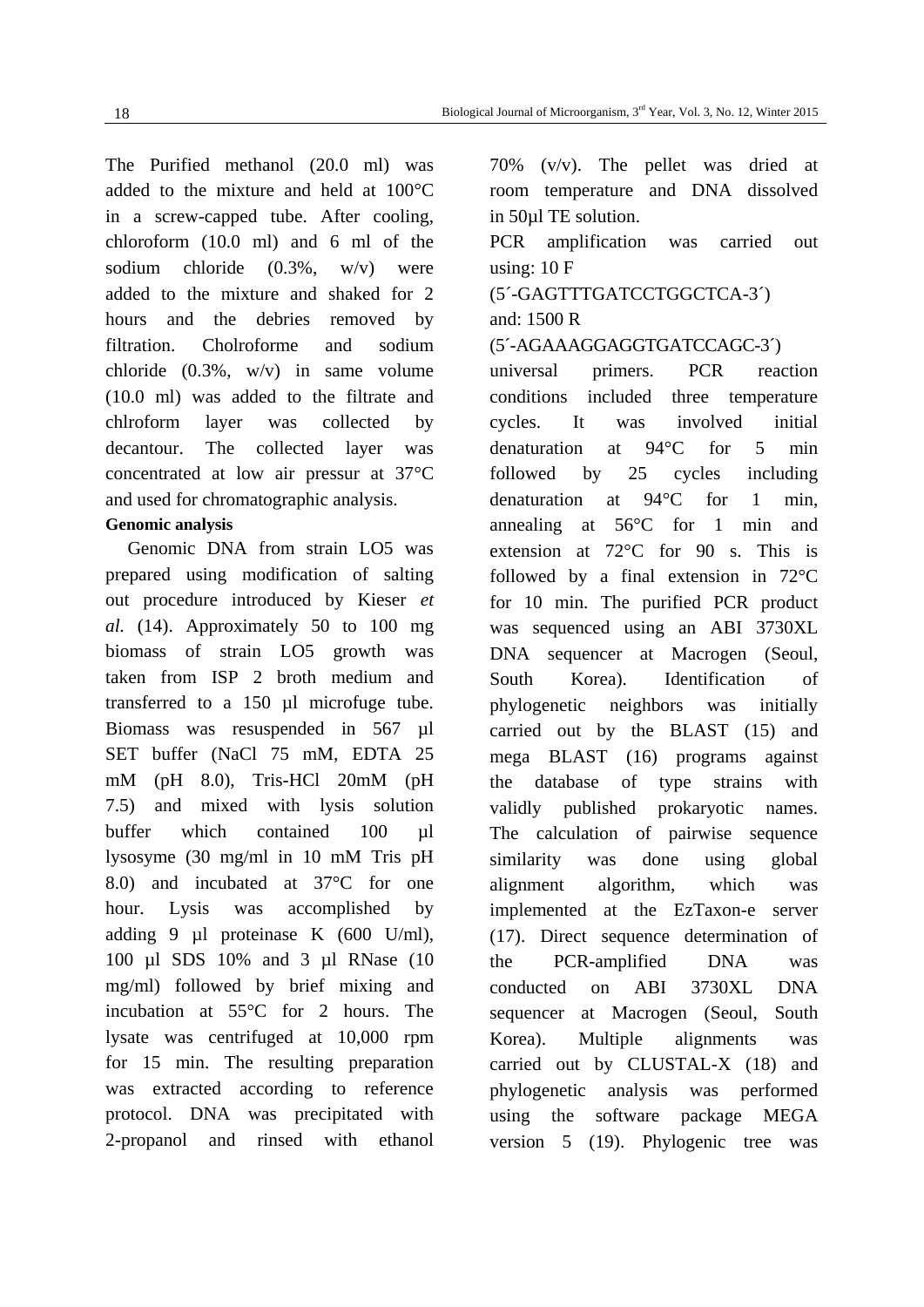The Purified methanol (20.0 ml) was added to the mixture and held at 100°C in a screw-capped tube. After cooling, chloroform (10.0 ml) and 6 ml of the sodium chloride (0.3%, w/v) were added to the mixture and shaked for 2 hours and the debries removed by filtration. Cholroforme and sodium chloride (0.3%, w/v) in same volume (10.0 ml) was added to the filtrate and chlroform layer was collected by decantour. The collected layer was concentrated at low air pressur at 37°C and used for chromatographic analysis.

**Genomic analysis**

Genomic DNA from strain LO5 was prepared using modification of salting out procedure introduced by Kieser *et al.* (14). Approximately 50 to 100 mg biomass of strain LO5 growth was taken from ISP 2 broth medium and transferred to a 150 µl microfuge tube. Biomass was resuspended in 567 µl SET buffer (NaCl 75 mM, EDTA 25 mM (pH 8.0), Tris-HCl 20mM (pH 7.5) and mixed with lysis solution buffer which contained 100 µl lysosyme (30 mg/ml in 10 mM Tris pH 8.0) and incubated at 37°C for one hour. Lysis was accomplished by adding 9 µl proteinase K (600 U/ml), 100 µl SDS 10% and 3 µl RNase (10 mg/ml) followed by brief mixing and incubation at 55°C for 2 hours. The lysate was centrifuged at 10,000 rpm for 15 min. The resulting preparation was extracted according to reference protocol. DNA was precipitated with 2-propanol and rinsed with ethanol 70% (v/v). The pellet was dried at room temperature and DNA dissolved in 50µl TE solution.

PCR amplification was carried out using: 10 F (5´-GAGTTTGATCCTGGCTCA-3´) and: 1500 R (5´-AGAAAGGAGGTGATCCAGC-3´) universal primers. PCR reaction conditions included three temperature cycles. It was involved initial denaturation at 94°C for 5 min followed by 25 cycles including denaturation at 94°C for 1 min, annealing at 56°C for 1 min and extension at 72°C for 90 s. This is followed by a final extension in 72°C for 10 min. The purified PCR product was sequenced using an ABI 3730XL DNA sequencer at Macrogen (Seoul, South Korea). Identification of phylogenetic neighbors was initially carried out by the BLAST (15) and mega BLAST (16) programs against the database of type strains with validly published prokaryotic names. The calculation of pairwise sequence similarity was done using global alignment algorithm, which was implemented at the EzTaxon-e server (17). Direct sequence determination of the PCR-amplified DNA was conducted on ABI 3730XL DNA sequencer at Macrogen (Seoul, South Korea). Multiple alignments was carried out by CLUSTAL-X (18) and phylogenetic analysis was performed using the software package MEGA version 5 (19). Phylogenic tree was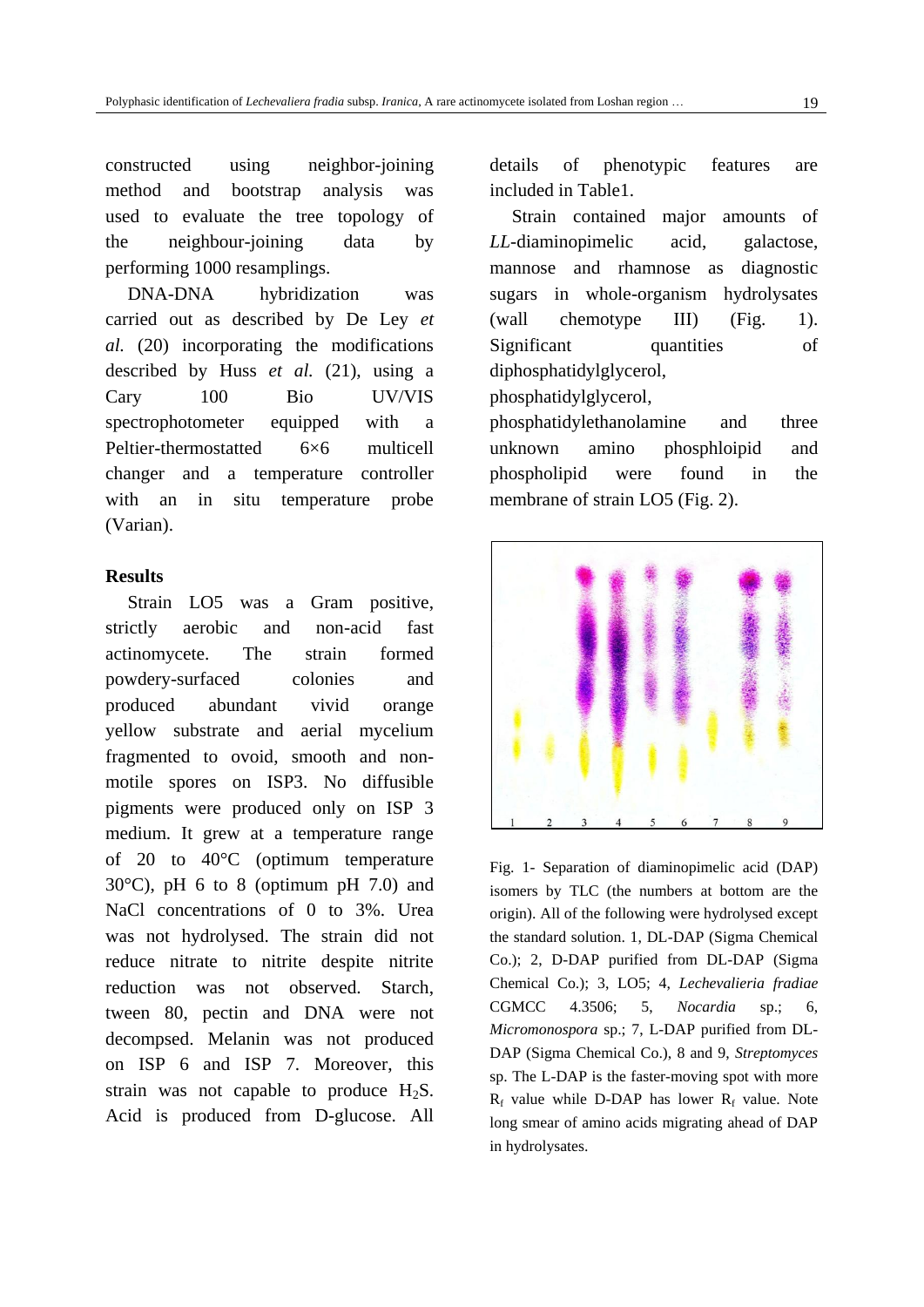constructed using neighbor-joining method and bootstrap analysis was used to evaluate the tree topology of the neighbour-joining data by performing 1000 resamplings.

DNA-DNA hybridization was carried out as described by De Ley *et al.* (20) incorporating the modifications described by Huss *et al.* (21), using a Cary 100 Bio UV/VIS spectrophotometer equipped with a Peltier-thermostatted 6×6 multicell changer and a temperature controller with an in situ temperature probe (Varian).

## Results

Strain LO5 was a Gram positive, strictly aerobic and non-acid fast actinomycete. The strain formed powdery-surfaced colonies and produced abundant vivid orange yellow substrate and aerial mycelium fragmented to ovoid, smooth and non-motile spores on ISP3. No diffusible pigments were produced only on ISP 3 medium. It grew at a temperature range of 20 to 40°C (optimum temperature 30°C), pH 6 to 8 (optimum pH 7.0) and NaCl concentrations of 0 to 3%. Urea was not hydrolysed. The strain did not reduce nitrate to nitrite despite nitrite reduction was not observed. Starch, tween 80, pectin and DNA were not decompsed. Melanin was not produced on ISP 6 and ISP 7. Moreover, this strain was not capable to produce $H_2S$. Acid is produced from D-glucose. All details of phenotypic features are included in Table1.

Strain contained major amounts of *LL*-diaminopimelic acid, galactose, mannose and rhamnose as diagnostic sugars in whole-organism hydrolysates (wall chemotype III) (Fig. 1). Significant quantities of diphosphatidylglycerol, phosphatidylglycerol, phosphatidylethanolamine and three unknown amino phosphloipid and phospholipid were found in the membrane of strain LO5 (Fig. 2).

Fig. 1- Separation of diaminopimelic acid (DAP) isomers by TLC (the numbers at bottom are the origin). All of the following were hydrolysed except the standard solution. 1, DL-DAP (Sigma Chemical Co.); 2, D-DAP purified from DL-DAP (Sigma Chemical Co.); 3, LO5; 4, *Lechevalieria fradiae* CGMCC 4.3506; 5, *Nocardia* sp.; 6, *Micromonospora* sp.; 7, L-DAP purified from DL-DAP (Sigma Chemical Co.), 8 and 9, *Streptomyces* sp. The L-DAP is the faster-moving spot with more $R_f$ value while D-DAP has lower $R_f$ value. Note long smear of amino acids migrating ahead of DAP in hydrolysates.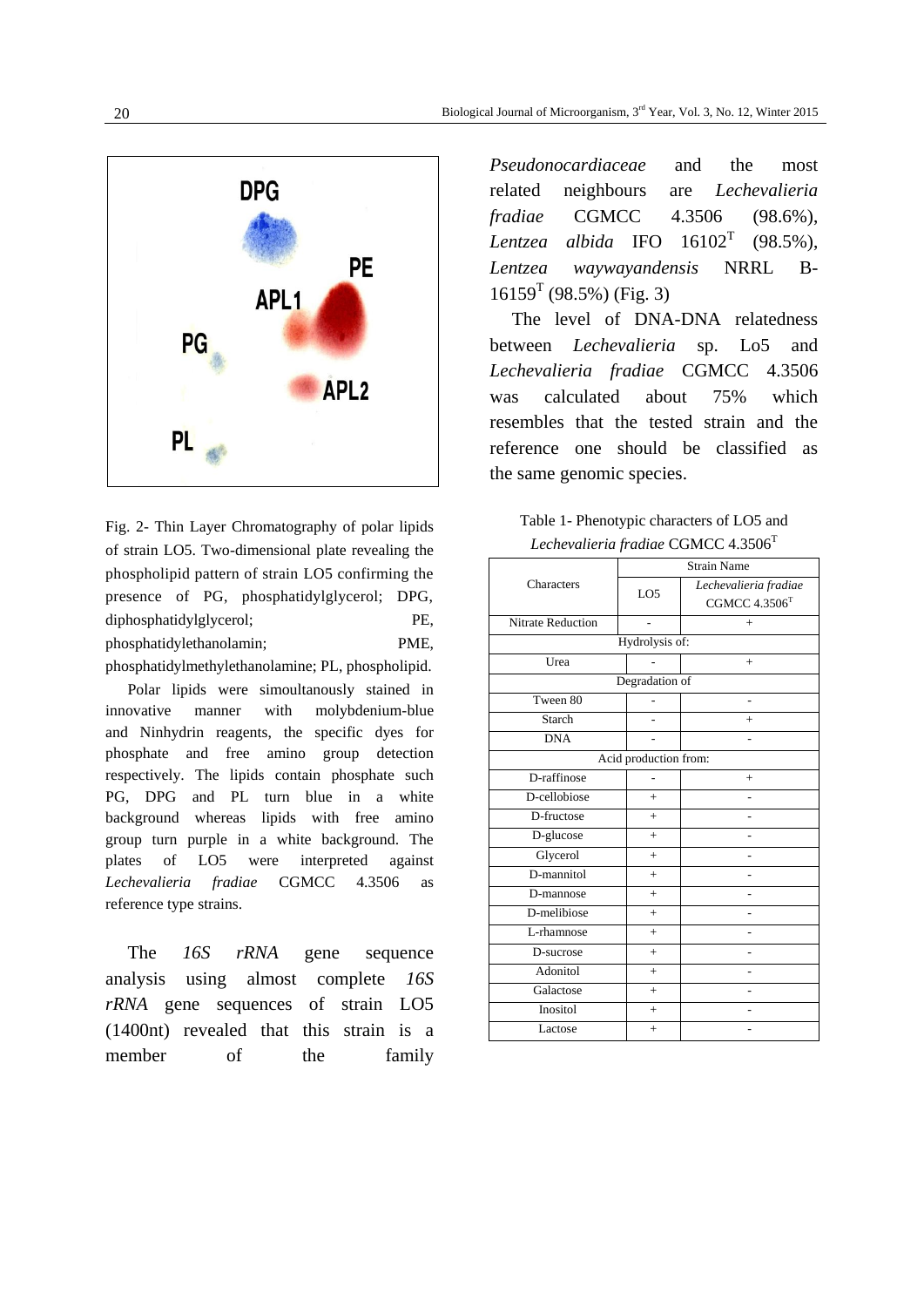Fig. 2- Thin Layer Chromatography of polar lipids of strain LO5. Two-dimensional plate revealing the phospholipid pattern of strain LO5 confirming the presence of PG, phosphatidylglycerol; DPG, diphosphatidylglycerol; PE, phosphatidylethanolamin; PME, phosphatidylmethylethanolamine; PL, phospholipid.

Polar lipids were simoultanously stained in innovative manner with molybdenium-blue and Ninhydrin reagents, the specific dyes for phosphate and free amino group detection respectively. The lipids contain phosphate such PG, DPG and PL turn blue in a white background whereas lipids with free amino group turn purple in a white background. The plates of LO5 were interpreted against *Lechevalieria fradiae* CGMCC 4.3506 as reference type strains.

The *16S rRNA* gene sequence analysis using almost complete *16S rRNA* gene sequences of strain LO5 (1400nt) revealed that this strain is a member of the family *Pseudonocardiaceae* and the most related neighbours are *Lechevalieria fradiae* CGMCC 4.3506 (98.6%), *Lentzea albida* IFO 16102$^T$ (98.5%), *Lentzea waywayandensis* NRRL B-16159$^T$ (98.5%) (Fig. 3)

The level of DNA-DNA relatedness between *Lechevalieria* sp. Lo5 and *Lechevalieria fradiae* CGMCC 4.3506 was calculated about 75% which resembles that the tested strain and the reference one should be classified as the same genomic species.

Table 1- Phenotypic characters of LO5 and *Lechevalieria fradiae* CGMCC 4.3506$^T$

| Characters | Strain Name | |
|---|---|---|
| | LO5 | *Lechevalieria fradiae* CGMCC 4.3506$^T$ |
| Nitrate Reduction | - | + |
| Hydrolysis of: | | |
| Urea | - | + |
| Degradation of | | |
| Tween 80 | - | - |
| Starch | - | + |
| DNA | - | - |
| Acid production from: | | |
| D-raffinose | - | + |
| D-cellobiose | + | - |
| D-fructose | + | - |
| D-glucose | + | - |
| Glycerol | + | - |
| D-mannitol | + | - |
| D-mannose | + | - |
| D-melibiose | + | - |
| L-rhamnose | + | - |
| D-sucrose | + | - |
| Adonitol | + | - |
| Galactose | + | - |
| Inositol | + | - |
| Lactose | + | - |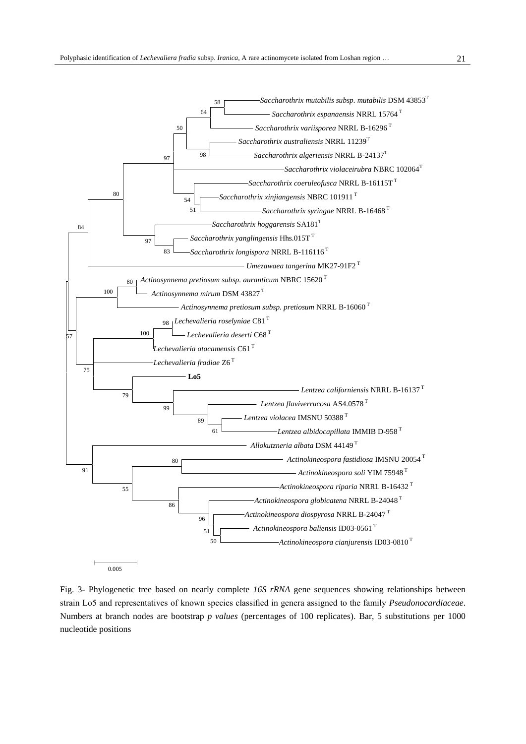Fig. 3- Phylogenetic tree based on nearly complete *16S rRNA* gene sequences showing relationships between strain Lo5 and representatives of known species classified in genera assigned to the family *Pseudonocardiaceae*. Numbers at branch nodes are bootstrap *p values* (percentages of 100 replicates). Bar, 5 substitutions per 1000 nucleotide positions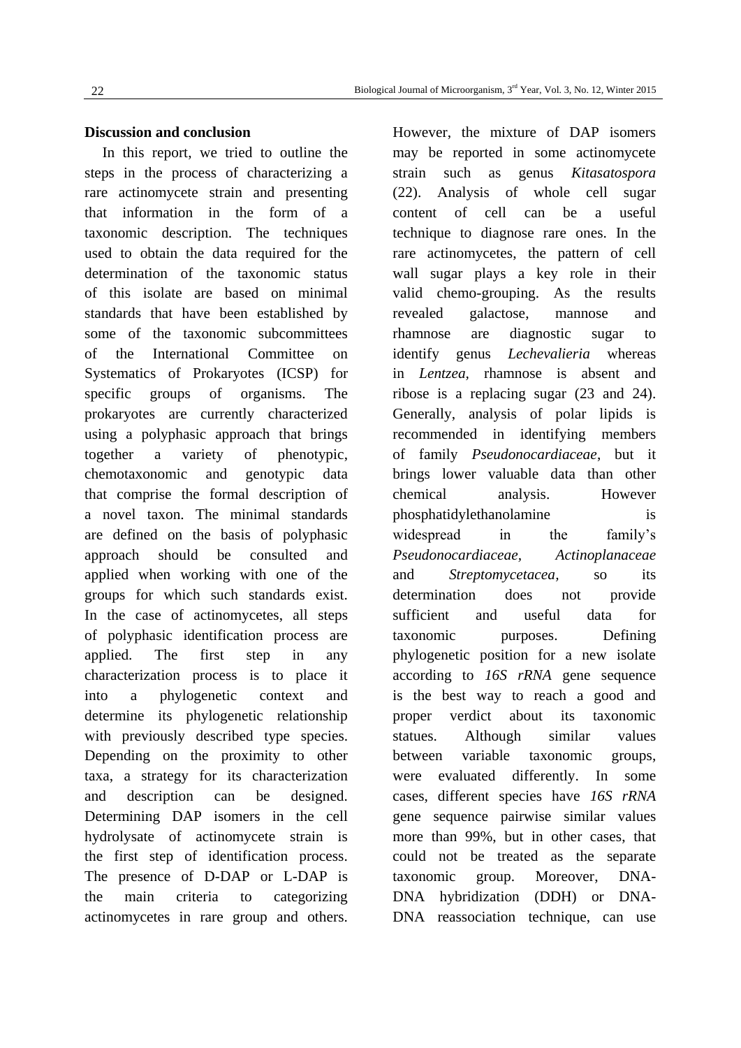## Discussion and conclusion

In this report, we tried to outline the steps in the process of characterizing a rare actinomycete strain and presenting that information in the form of a taxonomic description. The techniques used to obtain the data required for the determination of the taxonomic status of this isolate are based on minimal standards that have been established by some of the taxonomic subcommittees of the International Committee on Systematics of Prokaryotes (ICSP) for specific groups of organisms. The prokaryotes are currently characterized using a polyphasic approach that brings together a variety of phenotypic, chemotaxonomic and genotypic data that comprise the formal description of a novel taxon. The minimal standards are defined on the basis of polyphasic approach should be consulted and applied when working with one of the groups for which such standards exist. In the case of actinomycetes, all steps of polyphasic identification process are applied. The first step in any characterization process is to place it into a phylogenetic context and determine its phylogenetic relationship with previously described type species. Depending on the proximity to other taxa, a strategy for its characterization and description can be designed. Determining DAP isomers in the cell hydrolysate of actinomycete strain is the first step of identification process. The presence of D-DAP or L-DAP is the main criteria to categorizing actinomycetes in rare group and others. However, the mixture of DAP isomers may be reported in some actinomycete strain such as genus *Kitasatospora* (22). Analysis of whole cell sugar content of cell can be a useful technique to diagnose rare ones. In the rare actinomycetes, the pattern of cell wall sugar plays a key role in their valid chemo-grouping. As the results revealed galactose, mannose and rhamnose are diagnostic sugar to identify genus *Lechevalieria* whereas in *Lentzea*, rhamnose is absent and ribose is a replacing sugar (23 and 24). Generally, analysis of polar lipids is recommended in identifying members of family *Pseudonocardiaceae*, but it brings lower valuable data than other chemical analysis. However phosphatidylethanolamine is widespread in the family's *Pseudonocardiaceae*, *Actinoplanaceae* and *Streptomycetacea*, so its determination does not provide sufficient and useful data for taxonomic purposes. Defining phylogenetic position for a new isolate according to *16S rRNA* gene sequence is the best way to reach a good and proper verdict about its taxonomic statues. Although similar values between variable taxonomic groups, were evaluated differently. In some cases, different species have *16S rRNA* gene sequence pairwise similar values more than 99%, but in other cases, that could not be treated as the separate taxonomic group. Moreover, DNA-DNA hybridization (DDH) or DNA-DNA reassociation technique, can use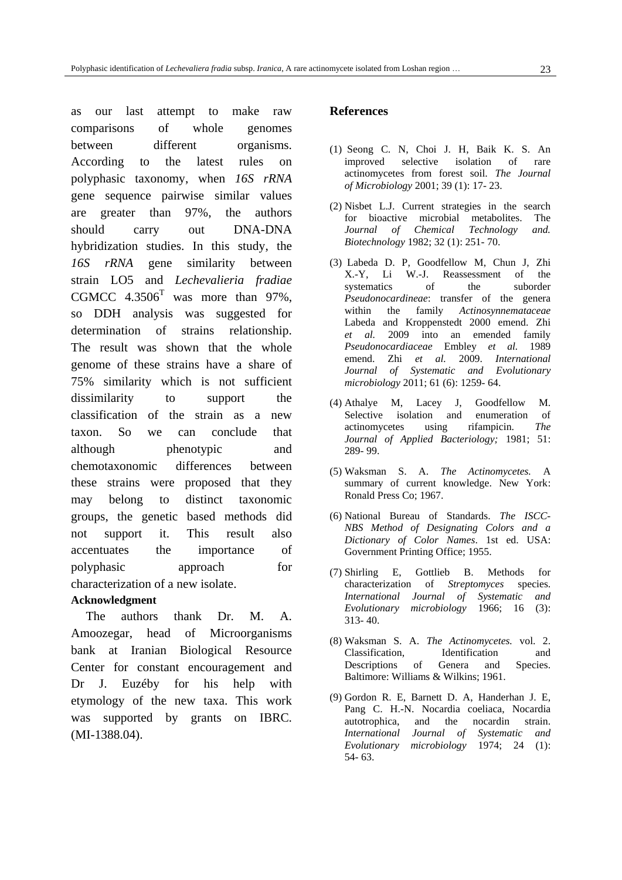as our last attempt to make raw comparisons of whole genomes between different organisms. According to the latest rules on polyphasic taxonomy, when *16S rRNA* gene sequence pairwise similar values are greater than 97%, the authors should carry out DNA-DNA hybridization studies. In this study, the *16S rRNA* gene similarity between strain LO5 and *Lechevalieria fradiae* CGMCC 4.3506$^{T}$ was more than 97%, so DDH analysis was suggested for determination of strains relationship. The result was shown that the whole genome of these strains have a share of 75% similarity which is not sufficient dissimilarity to support the classification of the strain as a new taxon. So we can conclude that although phenotypic and chemotaxonomic differences between these strains were proposed that they may belong to distinct taxonomic groups, the genetic based methods did not support it. This result also accentuates the importance of polyphasic approach for characterization of a new isolate.

**Acknowledgment**

The authors thank Dr. M. A. Amoozegar, head of Microorganisms bank at Iranian Biological Resource Center for constant encouragement and Dr J. Euzéby for his help with etymology of the new taxa. This work was supported by grants on IBRC. (MI-1388.04).

## References

(1) Seong C. N, Choi J. H, Baik K. S. An improved selective isolation of rare actinomycetes from forest soil. *The Journal of Microbiology* 2001; 39 (1): 17- 23.

(2) Nisbet L.J. Current strategies in the search for bioactive microbial metabolites. *The Journal of Chemical Technology and. Biotechnology* 1982; 32 (1): 251- 70.

(3) Labeda D. P, Goodfellow M, Chun J, Zhi X.-Y, Li W.-J. Reassessment of the systematics of the suborder *Pseudonocardineae*: transfer of the genera within the family *Actinosynnemataceae* Labeda and Kroppenstedt 2000 emend. Zhi *et al.* 2009 into an emended family *Pseudonocardiaceae* Embley *et al.* 1989 emend. Zhi *et al.* 2009. *International Journal of Systematic and Evolutionary microbiology* 2011; 61 (6): 1259- 64.

(4) Athalye M, Lacey J, Goodfellow M. Selective isolation and enumeration of actinomycetes using rifampicin. *The Journal of Applied Bacteriology;* 1981; 51: 289- 99.

(5) Waksman S. A. *The Actinomycetes.* A summary of current knowledge. New York: Ronald Press Co; 1967.

(6) National Bureau of Standards. *The ISCC-NBS Method of Designating Colors and a Dictionary of Color Names*. 1st ed. USA: Government Printing Office; 1955.

(7) Shirling E, Gottlieb B. Methods for characterization of *Streptomyces* species. *International Journal of Systematic and Evolutionary microbiology* 1966; 16 (3): 313- 40.

(8) Waksman S. A. *The Actinomycetes.* vol. 2. Classification, Identification and Descriptions of Genera and Species. Baltimore: Williams & Wilkins; 1961.

(9) Gordon R. E, Barnett D. A, Handerhan J. E, Pang C. H.-N. Nocardia coeliaca, Nocardia autotrophica, and the nocardin strain. *International Journal of Systematic and Evolutionary microbiology* 1974; 24 (1): 54- 63.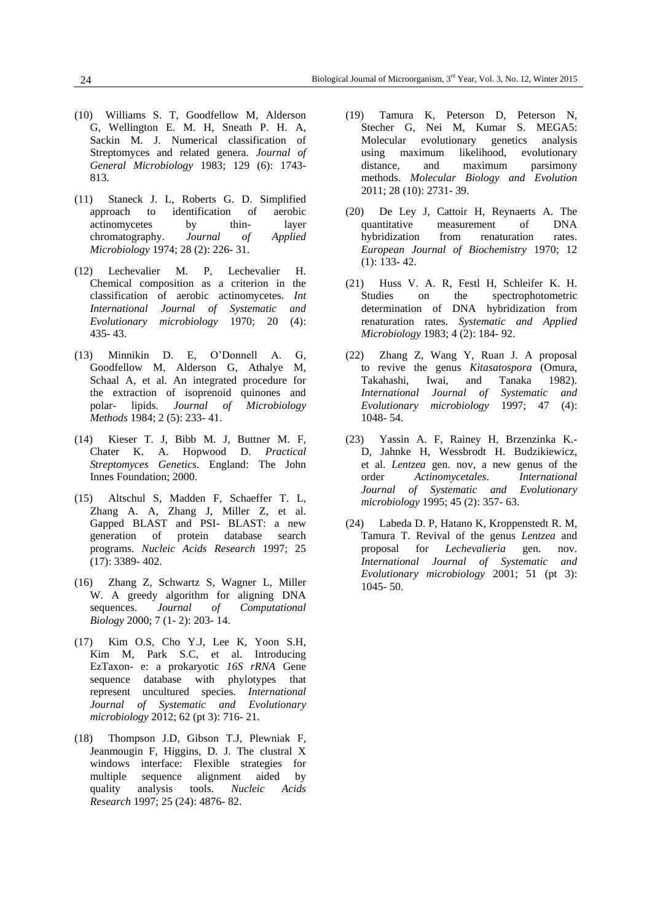(10) Williams S. T, Goodfellow M, Alderson G, Wellington E. M. H, Sneath P. H. A, Sackin M. J. Numerical classification of Streptomyces and related genera. *Journal of General Microbiology* 1983; 129 (6): 1743- 813.

(11) Staneck J. L, Roberts G. D. Simplified approach to identification of aerobic actinomycetes by thin- layer chromatography. *Journal of Applied Microbiology* 1974; 28 (2): 226- 31.

(12) Lechevalier M. P, Lechevalier H. Chemical composition as a criterion in the classification of aerobic actinomycetes. *Int International Journal of Systematic and Evolutionary microbiology* 1970; 20 (4): 435- 43.

(13) Minnikin D. E, O'Donnell A. G, Goodfellow M, Alderson G, Athalye M, Schaal A, et al. An integrated procedure for the extraction of isoprenoid quinones and polar- lipids. *Journal of Microbiology Methods* 1984; 2 (5): 233- 41.

(14) Kieser T. J, Bibb M. J, Buttner M. F, Chater K. A. Hopwood D. *Practical Streptomyces Genetics*. England: The John Innes Foundation; 2000.

(15) Altschul S, Madden F, Schaeffer T. L, Zhang A. A, Zhang J, Miller Z, et al. Gapped BLAST and PSI- BLAST: a new generation of protein database search programs. *Nucleic Acids Research* 1997; 25 (17): 3389- 402.

(16) Zhang Z, Schwartz S, Wagner L, Miller W. A greedy algorithm for aligning DNA sequences. *Journal of Computational Biology* 2000; 7 (1- 2): 203- 14.

(17) Kim O.S, Cho Y.J, Lee K, Yoon S.H, Kim M, Park S.C, et al. Introducing EzTaxon- e: a prokaryotic *16S rRNA* Gene sequence database with phylotypes that represent uncultured species. *International Journal of Systematic and Evolutionary microbiology* 2012; 62 (pt 3): 716- 21.

(18) Thompson J.D, Gibson T.J, Plewniak F, Jeanmougin F, Higgins, D. J. The clustral X windows interface: Flexible strategies for multiple sequence alignment aided by quality analysis tools. *Nucleic Acids Research* 1997; 25 (24): 4876- 82.

(19) Tamura K, Peterson D, Peterson N, Stecher G, Nei M, Kumar S. MEGA5: Molecular evolutionary genetics analysis using maximum likelihood, evolutionary distance, and maximum parsimony methods. *Molecular Biology and Evolution* 2011; 28 (10): 2731- 39.

(20) De Ley J, Cattoir H, Reynaerts A. The quantitative measurement of DNA hybridization from renaturation rates. *European Journal of Biochemistry* 1970; 12 (1): 133- 42.

(21) Huss V. A. R, Festl H, Schleifer K. H. Studies on the spectrophotometric determination of DNA hybridization from renaturation rates. *Systematic and Applied Microbiology* 1983; 4 (2): 184- 92.

(22) Zhang Z, Wang Y, Ruan J. A proposal to revive the genus *Kitasatospora* (Omura, Takahashi, Iwai, and Tanaka 1982). *International Journal of Systematic and Evolutionary microbiology* 1997; 47 (4): 1048- 54.

(23) Yassin A. F, Rainey H, Brzenzinka K.-D, Jahnke H, Wessbrodt H. Budzikiewicz, et al. *Lentzea* gen. nov, a new genus of the order *Actinomycetales*. *International Journal of Systematic and Evolutionary microbiology* 1995; 45 (2): 357- 63.

(24) Labeda D. P, Hatano K, Kroppenstedt R. M, Tamura T. Revival of the genus *Lentzea* and proposal for *Lechevalieria* gen. nov. *International Journal of Systematic and Evolutionary microbiology* 2001; 51 (pt 3): 1045- 50.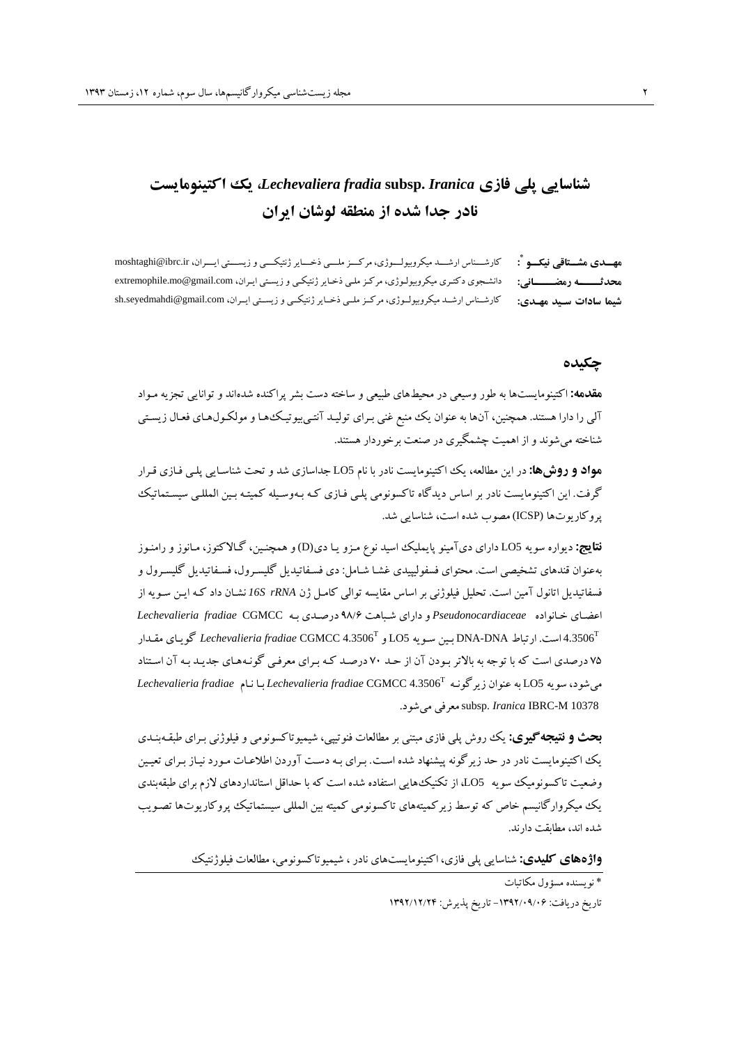# شناسایی پلی فازی *Lechevaliera fradia* subsp. *Iranica*، یک اکتینومایست نادر جدا شده از منطقه لوشان ایران

**مهـدی مشـتاقی نیکـو** [*]: کارشـناس ارشـد میکروبیولـوژی، مرکـز ملـی ذخـایر ژنتیکـی و زیسـتی ایـران، moshtaghi@ibrc.ir

**محدثـه رمضـانی:** دانشجوی دکتری میکروبیولوژی، مرکز ملی ذخایر ژنتیکی و زیستی ایران، extremophile.mo@gmail.com

**شیما سادات سید مهـدی:** کارشـناس ارشـد میکروبیولـوژی، مرکـز ملـی ذخـایر ژنتیکـی و زیسـتی ایـران، sh.seyedmahdi@gmail.com

## چکیده

**مقدمه:** اکتینومایست‌ها به طور وسیعی در محیط‌های طبیعی و ساخته دست بشر پراکنده شده‌اند و توانایی تجزیه مـواد آلی را دارا هستند. همچنین، آن‌ها به عنوان یک منبع غنی بـرای تولیـد آنتـی‌بیوتیـک‌هـا و مولکـول‌هـای فعـال زیسـتی شناخته می‌شوند و از اهمیت چشمگیری در صنعت برخوردار هستند.

**مواد و روش‌ها:** در این مطالعه، یک اکتینومایست نادر با نام LO5 جداسازی شد و تحت شناسـایی پلـی فـازی قـرار گرفت. این اکتینومایست نادر بر اساس دیدگاه تاکسونومی پلی فـازی کـه بـه‌وسـیله کمیتـه بـین المللـی سیسـتماتیک پروکاریوت‌ها (ICSP) مصوب شده است، شناسایی شد.

**نتایج:** دیواره سویه LO5 دارای دی‌آمینو پایملیک اسید نوع مـزو یـا دی(D) و همچنـین، گـالاکتوز، مـانوز و رامنـوز به‌عنوان قندهای تشخیصی است. محتوای فسفولیپیدی غشـا شـامل: دی فسـفاتیدیل گلیسـرول، فسـفاتیدیل گلیسـرول و فسفاتیدیل اتانول آمین است. تحلیل فیلوژنی بر اساس مقایسه توالی کامـل ژن *16S rRNA* نشـان داد کـه ایـن سـویه از اعضـای خـانواده *Pseudonocardiaceae* و دارای شـباهت ۹۸/۶ درصـدی بـه *Lechevalieria fradiae* CGMCC 4.3506[T] است. ارتباط DNA-DNA بـین سـویه LO5 و *Lechevalieria fradiae* CGMCC 4.3506[T] گویـای مقـدار ۷۵ درصدی است که با توجه به بالاتر بـودن آن از حـد ۷۰ درصـد کـه بـرای معرفـی گونـه‌هـای جدیـد بـه آن اسـتناد می‌شود، سویه LO5 به عنوان زیرگونـه *Lechevalieria fradiae* CGMCC 4.3506[T] بـا نـام *Lechevalieria fradiae* subsp. *Iranica* IBRC-M 10378 معرفی می‌شود.

**بحث و نتیجه‌گیری:** یک روش پلی فازی مبتنی بر مطالعات فنوتیپی، شیمیوتاکسونومی و فیلوژنی بـرای طبقـه‌بنـدی یک اکتینومایست نادر در حد زیرگونه پیشنهاد شده اسـت. بـرای بـه دسـت آوردن اطلاعـات مـورد نیـاز بـرای تعیـین وضعیت تاکسونومیک سویه LO5، از تکنیک‌هایی استفاده شده است که با حداقل استانداردهای لازم برای طبقه‌بندی یک میکروارگانیسم خاص که توسط زیرکمیته‌های تاکسونومی کمیته بین المللی سیستماتیک پروکاریوت‌ها تصـویب شده اند، مطابقت دارند.

**واژه‌های کلیدی:** شناسایی پلی فازی، اکتینومایست‌های نادر ، شیمیوتاکسونومی، مطالعات فیلوژنتیک

\* نویسنده مسؤول مکاتبات

تاریخ دریافت: ۱۳۹۲/۰۹/۰۶- تاریخ پذیرش: ۱۳۹۲/۱۲/۲۴